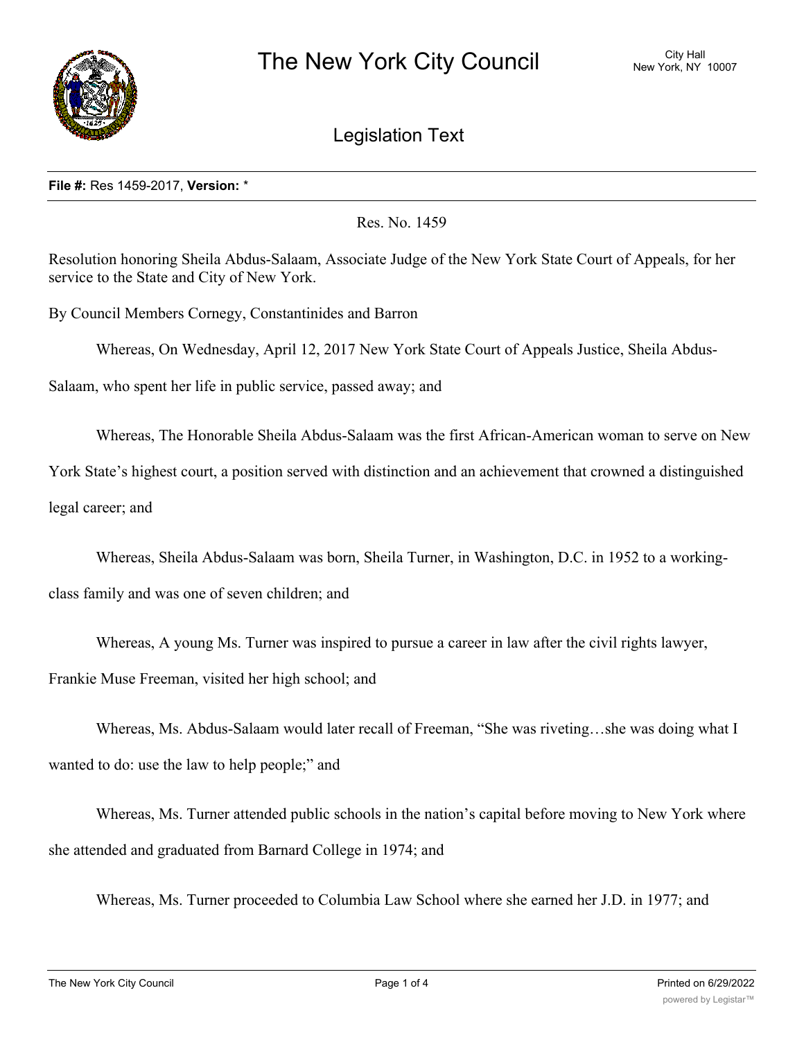# The New York City Council

City Hall
New York, NY 10007

## Legislation Text

**File #:** Res 1459-2017, **Version:** *

Res. No. 1459

Resolution honoring Sheila Abdus-Salaam, Associate Judge of the New York State Court of Appeals, for her service to the State and City of New York.

By Council Members Cornegy, Constantinides and Barron

Whereas, On Wednesday, April 12, 2017 New York State Court of Appeals Justice, Sheila Abdus-Salaam, who spent her life in public service, passed away; and

Whereas, The Honorable Sheila Abdus-Salaam was the first African-American woman to serve on New York State's highest court, a position served with distinction and an achievement that crowned a distinguished legal career; and

Whereas, Sheila Abdus-Salaam was born, Sheila Turner, in Washington, D.C. in 1952 to a working-class family and was one of seven children; and

Whereas, A young Ms. Turner was inspired to pursue a career in law after the civil rights lawyer, Frankie Muse Freeman, visited her high school; and

Whereas, Ms. Abdus-Salaam would later recall of Freeman, "She was riveting…she was doing what I wanted to do: use the law to help people;" and

Whereas, Ms. Turner attended public schools in the nation's capital before moving to New York where she attended and graduated from Barnard College in 1974; and

Whereas, Ms. Turner proceeded to Columbia Law School where she earned her J.D. in 1977; and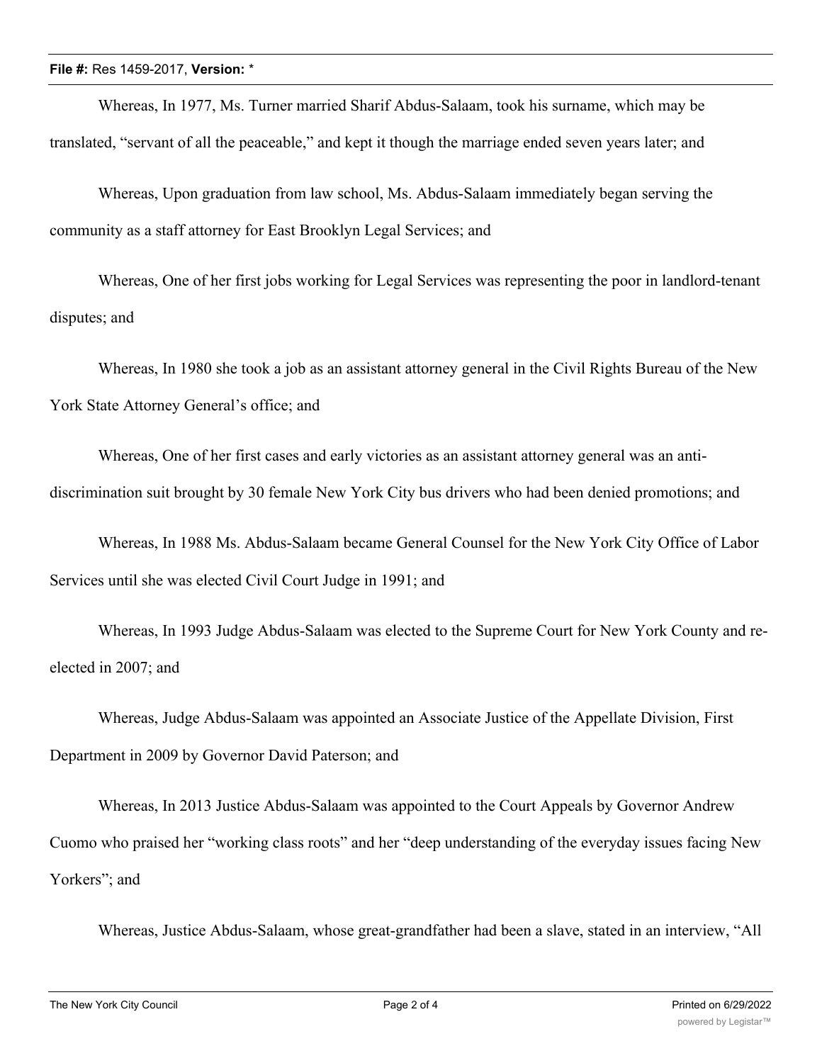Whereas, In 1977, Ms. Turner married Sharif Abdus-Salaam, took his surname, which may be translated, "servant of all the peaceable," and kept it though the marriage ended seven years later; and

Whereas, Upon graduation from law school, Ms. Abdus-Salaam immediately began serving the community as a staff attorney for East Brooklyn Legal Services; and

Whereas, One of her first jobs working for Legal Services was representing the poor in landlord-tenant disputes; and

Whereas, In 1980 she took a job as an assistant attorney general in the Civil Rights Bureau of the New York State Attorney General's office; and

Whereas, One of her first cases and early victories as an assistant attorney general was an anti-discrimination suit brought by 30 female New York City bus drivers who had been denied promotions; and

Whereas, In 1988 Ms. Abdus-Salaam became General Counsel for the New York City Office of Labor Services until she was elected Civil Court Judge in 1991; and

Whereas, In 1993 Judge Abdus-Salaam was elected to the Supreme Court for New York County and re-elected in 2007; and

Whereas, Judge Abdus-Salaam was appointed an Associate Justice of the Appellate Division, First Department in 2009 by Governor David Paterson; and

Whereas, In 2013 Justice Abdus-Salaam was appointed to the Court Appeals by Governor Andrew Cuomo who praised her "working class roots" and her "deep understanding of the everyday issues facing New Yorkers"; and

Whereas, Justice Abdus-Salaam, whose great-grandfather had been a slave, stated in an interview, "All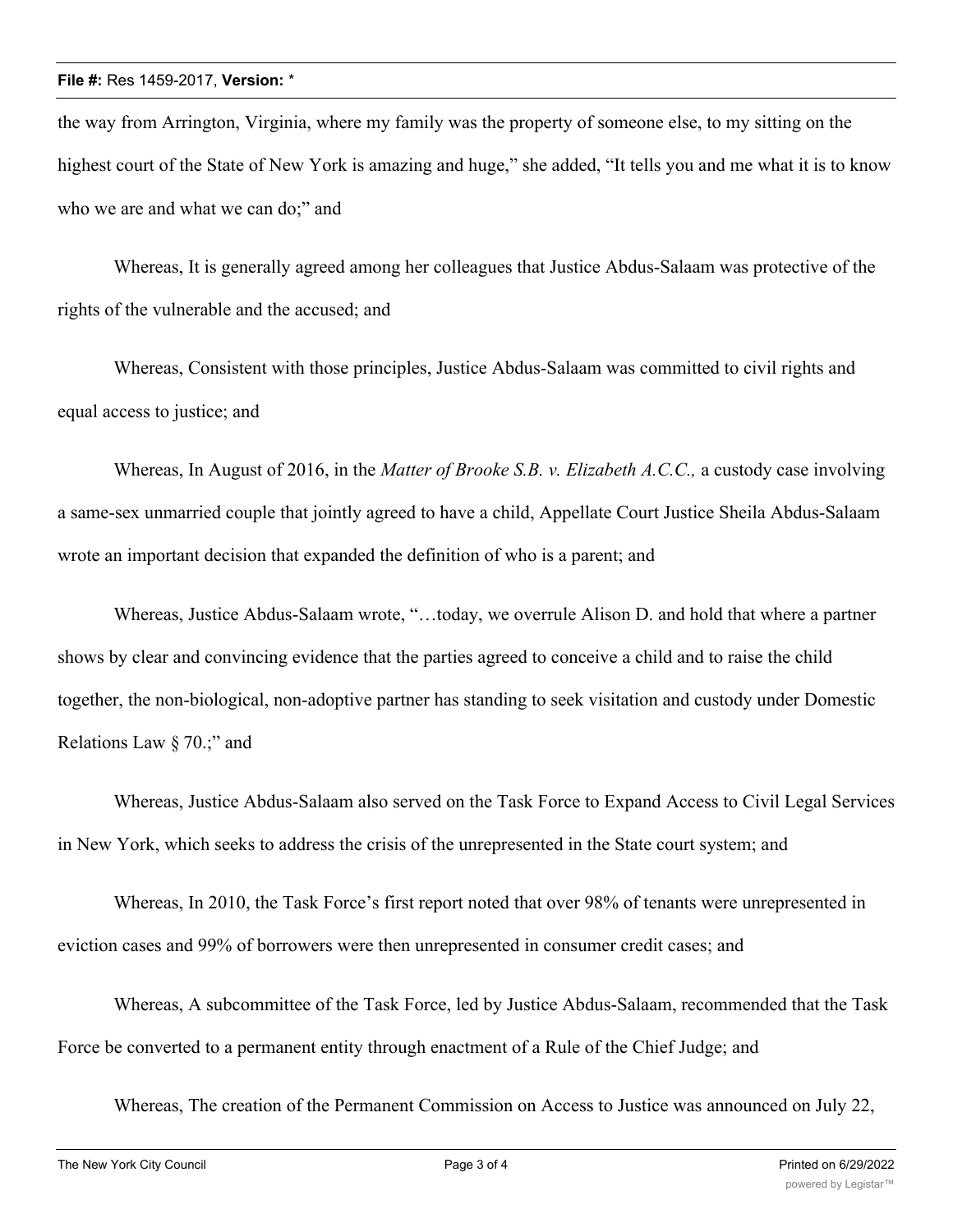the way from Arrington, Virginia, where my family was the property of someone else, to my sitting on the highest court of the State of New York is amazing and huge," she added, "It tells you and me what it is to know who we are and what we can do;" and

Whereas, It is generally agreed among her colleagues that Justice Abdus-Salaam was protective of the rights of the vulnerable and the accused; and

Whereas, Consistent with those principles, Justice Abdus-Salaam was committed to civil rights and equal access to justice; and

Whereas, In August of 2016, in the *Matter of Brooke S.B. v. Elizabeth A.C.C.,* a custody case involving a same-sex unmarried couple that jointly agreed to have a child, Appellate Court Justice Sheila Abdus-Salaam wrote an important decision that expanded the definition of who is a parent; and

Whereas, Justice Abdus-Salaam wrote, "…today, we overrule Alison D. and hold that where a partner shows by clear and convincing evidence that the parties agreed to conceive a child and to raise the child together, the non-biological, non-adoptive partner has standing to seek visitation and custody under Domestic Relations Law § 70.;" and

Whereas, Justice Abdus-Salaam also served on the Task Force to Expand Access to Civil Legal Services in New York, which seeks to address the crisis of the unrepresented in the State court system; and

Whereas, In 2010, the Task Force's first report noted that over 98% of tenants were unrepresented in eviction cases and 99% of borrowers were then unrepresented in consumer credit cases; and

Whereas, A subcommittee of the Task Force, led by Justice Abdus-Salaam, recommended that the Task Force be converted to a permanent entity through enactment of a Rule of the Chief Judge; and

Whereas, The creation of the Permanent Commission on Access to Justice was announced on July 22,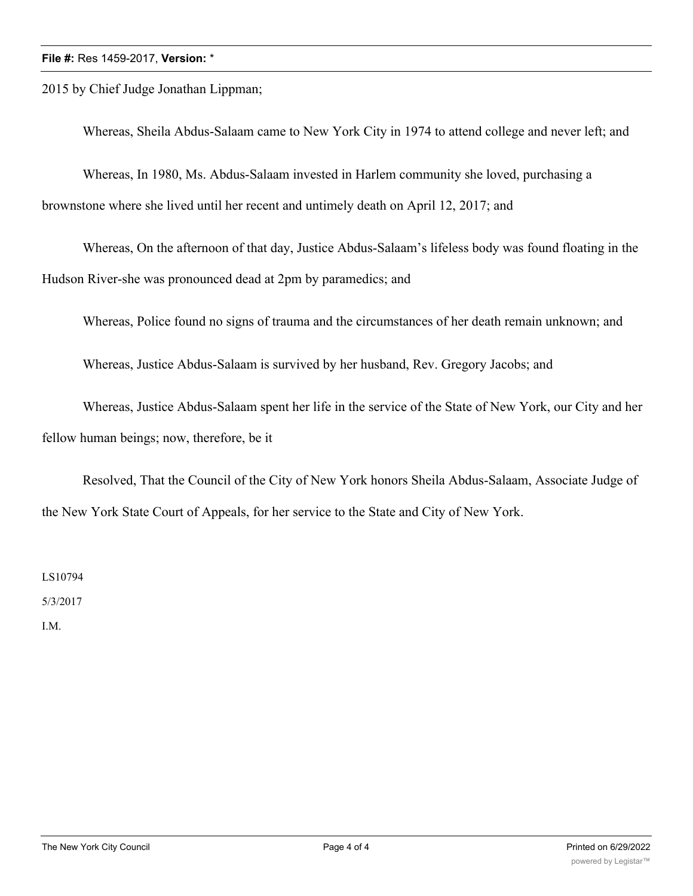2015 by Chief Judge Jonathan Lippman;

Whereas, Sheila Abdus-Salaam came to New York City in 1974 to attend college and never left; and

Whereas, In 1980, Ms. Abdus-Salaam invested in Harlem community she loved, purchasing a brownstone where she lived until her recent and untimely death on April 12, 2017; and

Whereas, On the afternoon of that day, Justice Abdus-Salaam's lifeless body was found floating in the Hudson River-she was pronounced dead at 2pm by paramedics; and

Whereas, Police found no signs of trauma and the circumstances of her death remain unknown; and

Whereas, Justice Abdus-Salaam is survived by her husband, Rev. Gregory Jacobs; and

Whereas, Justice Abdus-Salaam spent her life in the service of the State of New York, our City and her fellow human beings; now, therefore, be it

Resolved, That the Council of the City of New York honors Sheila Abdus-Salaam, Associate Judge of the New York State Court of Appeals, for her service to the State and City of New York.

LS10794

5/3/2017

I.M.